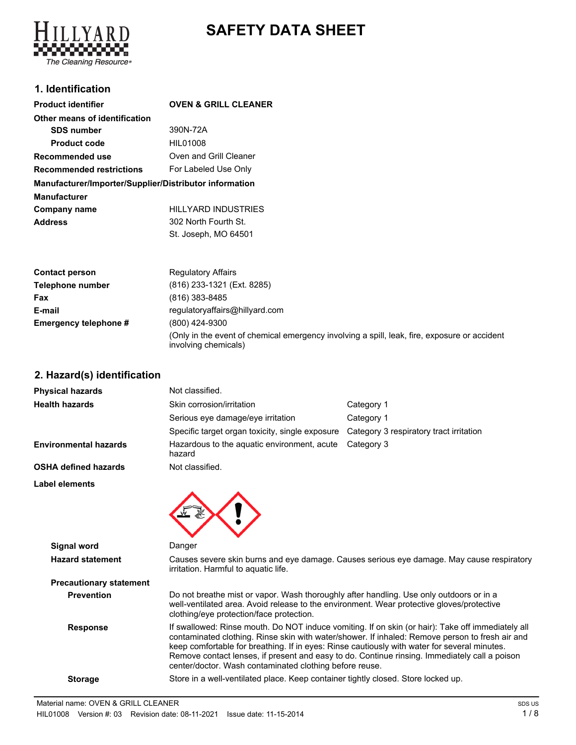HILLYARD
The Cleaning Resource®

# SAFETY DATA SHEET

## 1. Identification

| | |
|---|---|
| **Product identifier** | **OVEN & GRILL CLEANER** |
| **Other means of identification** | |
| **SDS number** | 390N-72A |
| **Product code** | HIL01008 |
| **Recommended use** | Oven and Grill Cleaner |
| **Recommended restrictions** | For Labeled Use Only |

**Manufacturer/Importer/Supplier/Distributor information**

| | |
|---|---|
| **Manufacturer** | |
| **Company name** | HILLYARD INDUSTRIES |
| **Address** | 302 North Fourth St.<br>St. Joseph, MO 64501 |
| **Contact person** | Regulatory Affairs |
| **Telephone number** | (816) 233-1321 (Ext. 8285) |
| **Fax** | (816) 383-8485 |
| **E-mail** | regulatoryaffairs@hillyard.com |
| **Emergency telephone #** | (800) 424-9300<br>(Only in the event of chemical emergency involving a spill, leak, fire, exposure or accident involving chemicals) |

## 2. Hazard(s) identification

| | | |
|---|---|---|
| **Physical hazards** | Not classified. | |
| **Health hazards** | Skin corrosion/irritation | Category 1 |
| | Serious eye damage/eye irritation | Category 1 |
| | Specific target organ toxicity, single exposure | Category 3 respiratory tract irritation |
| **Environmental hazards** | Hazardous to the aquatic environment, acute hazard | Category 3 |
| **OSHA defined hazards** | Not classified. | |

**Label elements**

**Signal word** Danger

**Hazard statement** Causes severe skin burns and eye damage. Causes serious eye damage. May cause respiratory irritation. Harmful to aquatic life.

**Precautionary statement**

**Prevention** Do not breathe mist or vapor. Wash thoroughly after handling. Use only outdoors or in a well-ventilated area. Avoid release to the environment. Wear protective gloves/protective clothing/eye protection/face protection.

**Response** If swallowed: Rinse mouth. Do NOT induce vomiting. If on skin (or hair): Take off immediately all contaminated clothing. Rinse skin with water/shower. If inhaled: Remove person to fresh air and keep comfortable for breathing. If in eyes: Rinse cautiously with water for several minutes. Remove contact lenses, if present and easy to do. Continue rinsing. Immediately call a poison center/doctor. Wash contaminated clothing before reuse.

**Storage** Store in a well-ventilated place. Keep container tightly closed. Store locked up.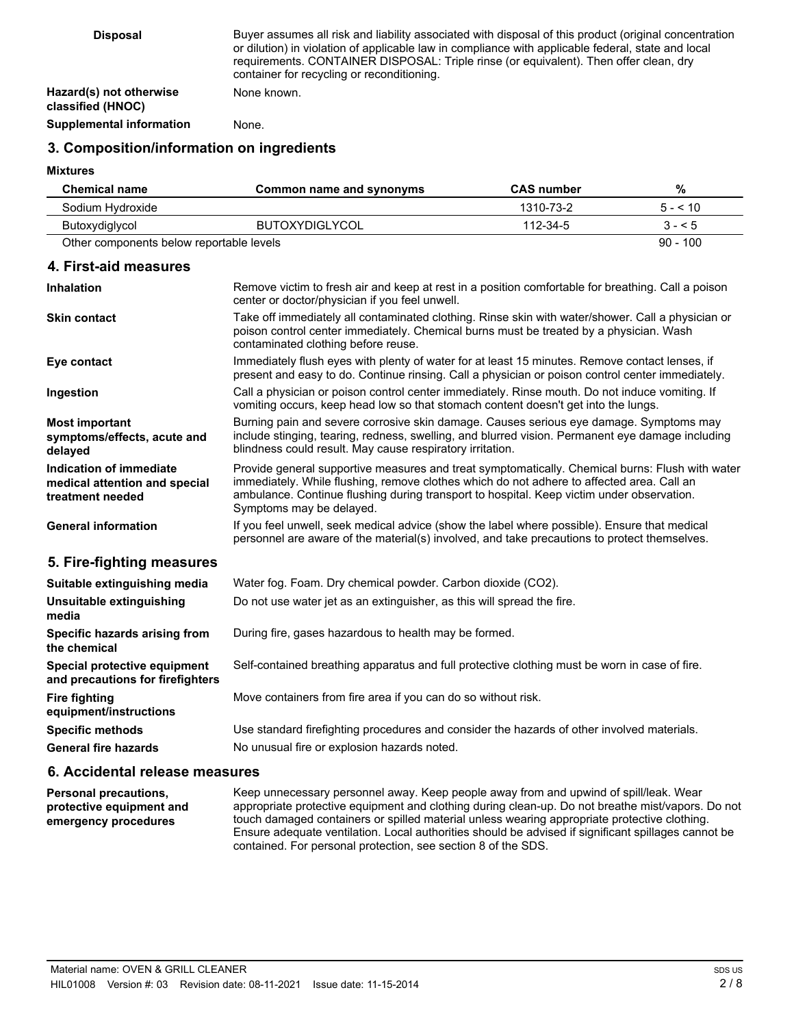| | |
|---|---|
| **Disposal** | Buyer assumes all risk and liability associated with disposal of this product (original concentration or dilution) in violation of applicable law in compliance with applicable federal, state and local requirements. CONTAINER DISPOSAL: Triple rinse (or equivalent). Then offer clean, dry container for recycling or reconditioning. |
| **Hazard(s) not otherwise classified (HNOC)** | None known. |
| **Supplemental information** | None. |

## 3. Composition/information on ingredients

**Mixtures**

| Chemical name | Common name and synonyms | CAS number | % |
|---|---|---|---|
| Sodium Hydroxide | | 1310-73-2 | 5 - < 10 |
| Butoxydiglycol | BUTOXYDIGLYCOL | 112-34-5 | 3 - < 5 |
| Other components below reportable levels | | | 90 - 100 |

## 4. First-aid measures

| | |
|---|---|
| **Inhalation** | Remove victim to fresh air and keep at rest in a position comfortable for breathing. Call a poison center or doctor/physician if you feel unwell. |
| **Skin contact** | Take off immediately all contaminated clothing. Rinse skin with water/shower. Call a physician or poison control center immediately. Chemical burns must be treated by a physician. Wash contaminated clothing before reuse. |
| **Eye contact** | Immediately flush eyes with plenty of water for at least 15 minutes. Remove contact lenses, if present and easy to do. Continue rinsing. Call a physician or poison control center immediately. |
| **Ingestion** | Call a physician or poison control center immediately. Rinse mouth. Do not induce vomiting. If vomiting occurs, keep head low so that stomach content doesn't get into the lungs. |
| **Most important symptoms/effects, acute and delayed** | Burning pain and severe corrosive skin damage. Causes serious eye damage. Symptoms may include stinging, tearing, redness, swelling, and blurred vision. Permanent eye damage including blindness could result. May cause respiratory irritation. |
| **Indication of immediate medical attention and special treatment needed** | Provide general supportive measures and treat symptomatically. Chemical burns: Flush with water immediately. While flushing, remove clothes which do not adhere to affected area. Call an ambulance. Continue flushing during transport to hospital. Keep victim under observation. Symptoms may be delayed. |
| **General information** | If you feel unwell, seek medical advice (show the label where possible). Ensure that medical personnel are aware of the material(s) involved, and take precautions to protect themselves. |

## 5. Fire-fighting measures

| | |
|---|---|
| **Suitable extinguishing media** | Water fog. Foam. Dry chemical powder. Carbon dioxide ($CO_2$). |
| **Unsuitable extinguishing media** | Do not use water jet as an extinguisher, as this will spread the fire. |
| **Specific hazards arising from the chemical** | During fire, gases hazardous to health may be formed. |
| **Special protective equipment and precautions for firefighters** | Self-contained breathing apparatus and full protective clothing must be worn in case of fire. |
| **Fire fighting equipment/instructions** | Move containers from fire area if you can do so without risk. |
| **Specific methods** | Use standard firefighting procedures and consider the hazards of other involved materials. |
| **General fire hazards** | No unusual fire or explosion hazards noted. |

## 6. Accidental release measures

| | |
|---|---|
| **Personal precautions, protective equipment and emergency procedures** | Keep unnecessary personnel away. Keep people away from and upwind of spill/leak. Wear appropriate protective equipment and clothing during clean-up. Do not breathe mist/vapors. Do not touch damaged containers or spilled material unless wearing appropriate protective clothing. Ensure adequate ventilation. Local authorities should be advised if significant spillages cannot be contained. For personal protection, see section 8 of the SDS. |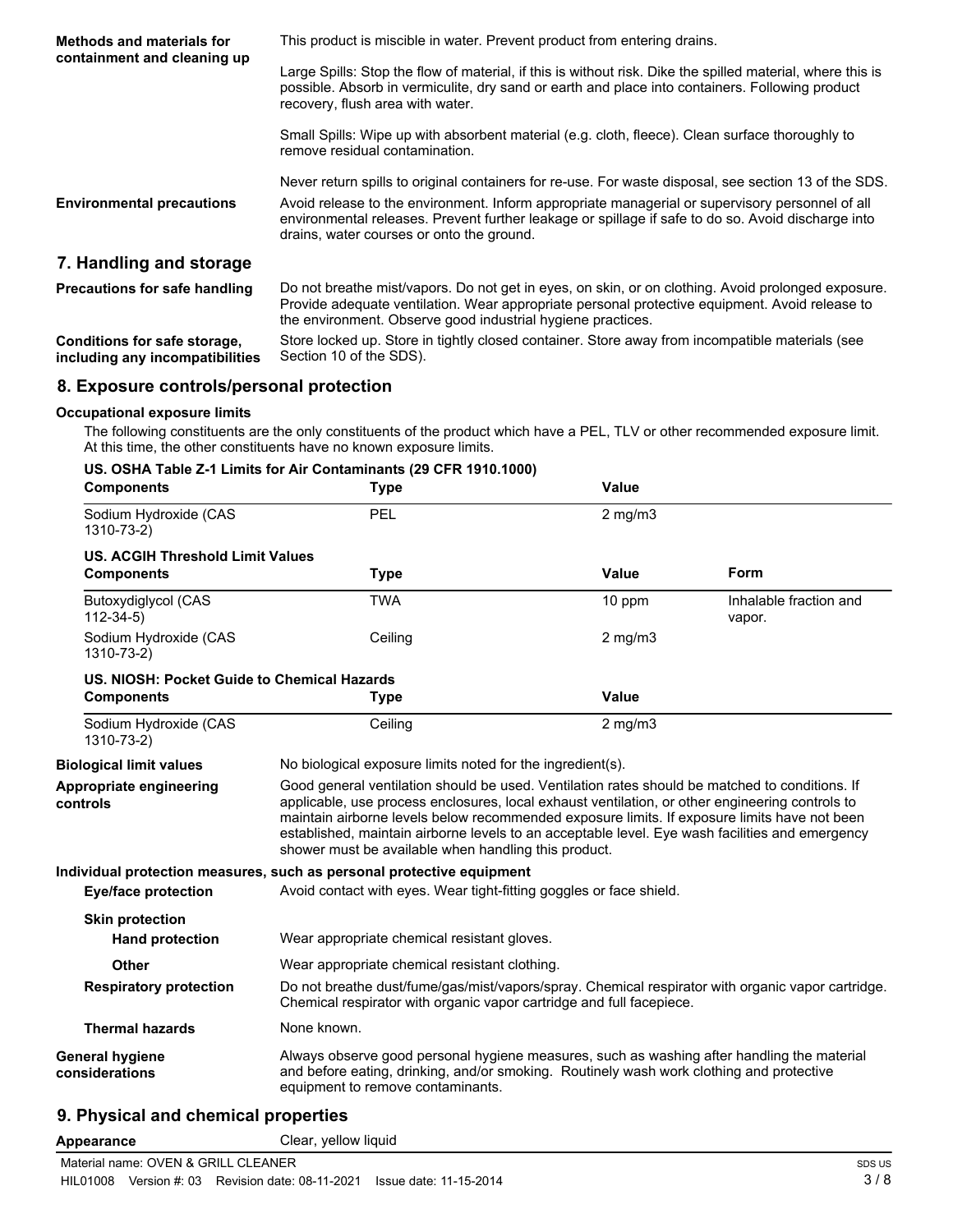**Methods and materials for containment and cleaning up**

This product is miscible in water. Prevent product from entering drains.

Large Spills: Stop the flow of material, if this is without risk. Dike the spilled material, where this is possible. Absorb in vermiculite, dry sand or earth and place into containers. Following product recovery, flush area with water.

Small Spills: Wipe up with absorbent material (e.g. cloth, fleece). Clean surface thoroughly to remove residual contamination.

Never return spills to original containers for re-use. For waste disposal, see section 13 of the SDS.

**Environmental precautions**

Avoid release to the environment. Inform appropriate managerial or supervisory personnel of all environmental releases. Prevent further leakage or spillage if safe to do so. Avoid discharge into drains, water courses or onto the ground.

## 7. Handling and storage

**Precautions for safe handling**

Do not breathe mist/vapors. Do not get in eyes, on skin, or on clothing. Avoid prolonged exposure. Provide adequate ventilation. Wear appropriate personal protective equipment. Avoid release to the environment. Observe good industrial hygiene practices.

**Conditions for safe storage, including any incompatibilities**

Store locked up. Store in tightly closed container. Store away from incompatible materials (see Section 10 of the SDS).

## 8. Exposure controls/personal protection

**Occupational exposure limits**

The following constituents are the only constituents of the product which have a PEL, TLV or other recommended exposure limit. At this time, the other constituents have no known exposure limits.

**US. OSHA Table Z-1 Limits for Air Contaminants (29 CFR 1910.1000)**

| Components | Type | Value |
|---|---|---|
| Sodium Hydroxide (CAS 1310-73-2) | PEL | 2 mg/m3 |

**US. ACGIH Threshold Limit Values**

| Components | Type | Value | Form |
|---|---|---|---|
| Butoxydiglycol (CAS 112-34-5) | TWA | 10 ppm | Inhalable fraction and vapor. |
| Sodium Hydroxide (CAS 1310-73-2) | Ceiling | 2 mg/m3 | |

**US. NIOSH: Pocket Guide to Chemical Hazards**

| Components | Type | Value |
|---|---|---|
| Sodium Hydroxide (CAS 1310-73-2) | Ceiling | 2 mg/m3 |

**Biological limit values**

No biological exposure limits noted for the ingredient(s).

**Appropriate engineering controls**

Good general ventilation should be used. Ventilation rates should be matched to conditions. If applicable, use process enclosures, local exhaust ventilation, or other engineering controls to maintain airborne levels below recommended exposure limits. If exposure limits have not been established, maintain airborne levels to an acceptable level. Eye wash facilities and emergency shower must be available when handling this product.

**Individual protection measures, such as personal protective equipment**

**Eye/face protection**

Avoid contact with eyes. Wear tight-fitting goggles or face shield.

**Skin protection**

**Hand protection**

Wear appropriate chemical resistant gloves.

**Other**

Wear appropriate chemical resistant clothing.

**Respiratory protection**

Do not breathe dust/fume/gas/mist/vapors/spray. Chemical respirator with organic vapor cartridge. Chemical respirator with organic vapor cartridge and full facepiece.

**Thermal hazards**

None known.

**General hygiene considerations**

Always observe good personal hygiene measures, such as washing after handling the material and before eating, drinking, and/or smoking. Routinely wash work clothing and protective equipment to remove contaminants.

## 9. Physical and chemical properties

**Appearance**

Clear, yellow liquid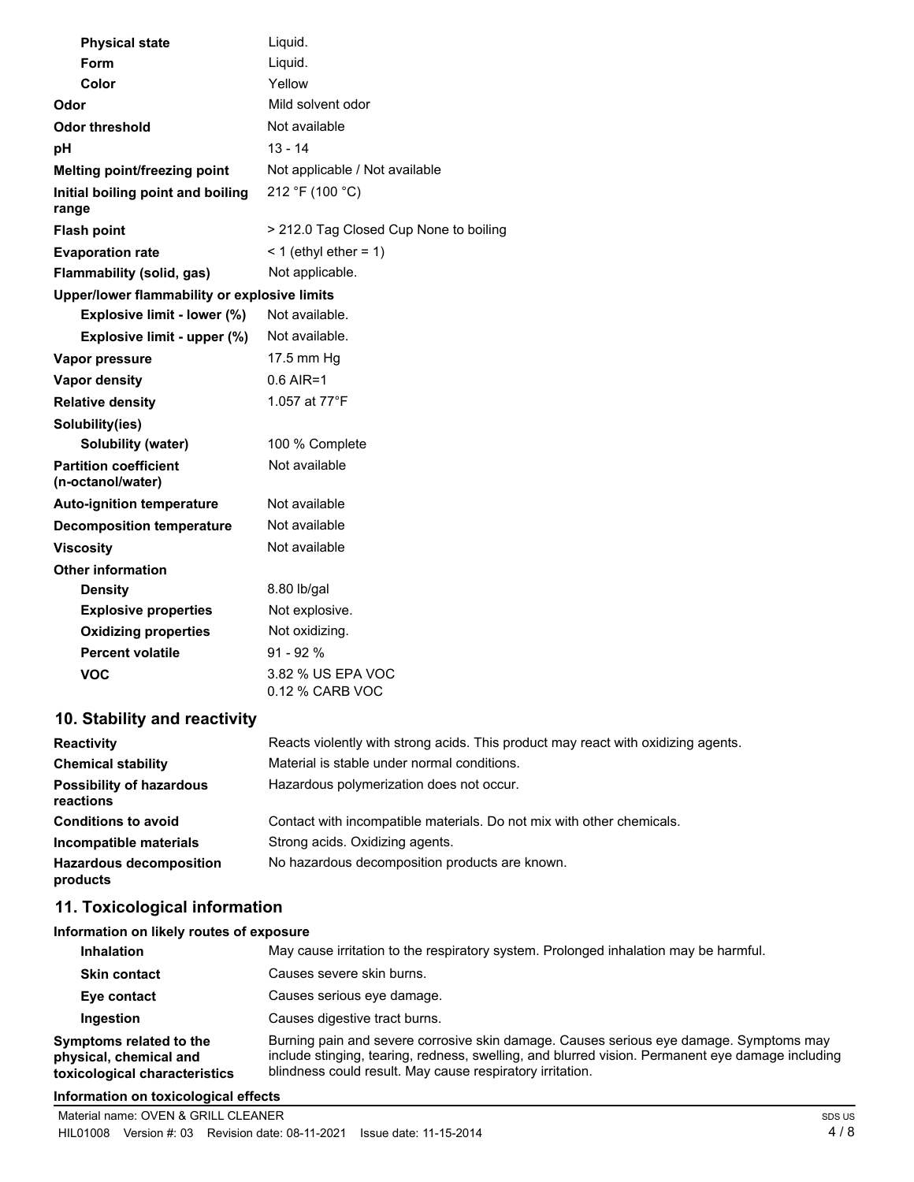| | |
|---|---|
| **Physical state** | Liquid. |
| **Form** | Liquid. |
| **Color** | Yellow |
| **Odor** | Mild solvent odor |
| **Odor threshold** | Not available |
| **pH** | 13 - 14 |
| **Melting point/freezing point** | Not applicable / Not available |
| **Initial boiling point and boiling range** | 212 °F (100 °C) |
| **Flash point** | > 212.0 Tag Closed Cup None to boiling |
| **Evaporation rate** | < 1 (ethyl ether = 1) |
| **Flammability (solid, gas)** | Not applicable. |
| **Upper/lower flammability or explosive limits** | |
| **Explosive limit - lower (%)** | Not available. |
| **Explosive limit - upper (%)** | Not available. |
| **Vapor pressure** | 17.5 mm Hg |
| **Vapor density** | 0.6 AIR=1 |
| **Relative density** | 1.057 at 77°F |
| **Solubility(ies)** | |
| **Solubility (water)** | 100 % Complete |
| **Partition coefficient (n-octanol/water)** | Not available |
| **Auto-ignition temperature** | Not available |
| **Decomposition temperature** | Not available |
| **Viscosity** | Not available |
| **Other information** | |
| **Density** | 8.80 lb/gal |
| **Explosive properties** | Not explosive. |
| **Oxidizing properties** | Not oxidizing. |
| **Percent volatile** | 91 - 92 % |
| **VOC** | 3.82 % US EPA VOC<br>0.12 % CARB VOC |

## 10. Stability and reactivity

| | |
|---|---|
| **Reactivity** | Reacts violently with strong acids. This product may react with oxidizing agents. |
| **Chemical stability** | Material is stable under normal conditions. |
| **Possibility of hazardous reactions** | Hazardous polymerization does not occur. |
| **Conditions to avoid** | Contact with incompatible materials. Do not mix with other chemicals. |
| **Incompatible materials** | Strong acids. Oxidizing agents. |
| **Hazardous decomposition products** | No hazardous decomposition products are known. |

## 11. Toxicological information

**Information on likely routes of exposure**

| | |
|---|---|
| **Inhalation** | May cause irritation to the respiratory system. Prolonged inhalation may be harmful. |
| **Skin contact** | Causes severe skin burns. |
| **Eye contact** | Causes serious eye damage. |
| **Ingestion** | Causes digestive tract burns. |
| **Symptoms related to the physical, chemical and toxicological characteristics** | Burning pain and severe corrosive skin damage. Causes serious eye damage. Symptoms may include stinging, tearing, redness, swelling, and blurred vision. Permanent eye damage including blindness could result. May cause respiratory irritation. |

**Information on toxicological effects**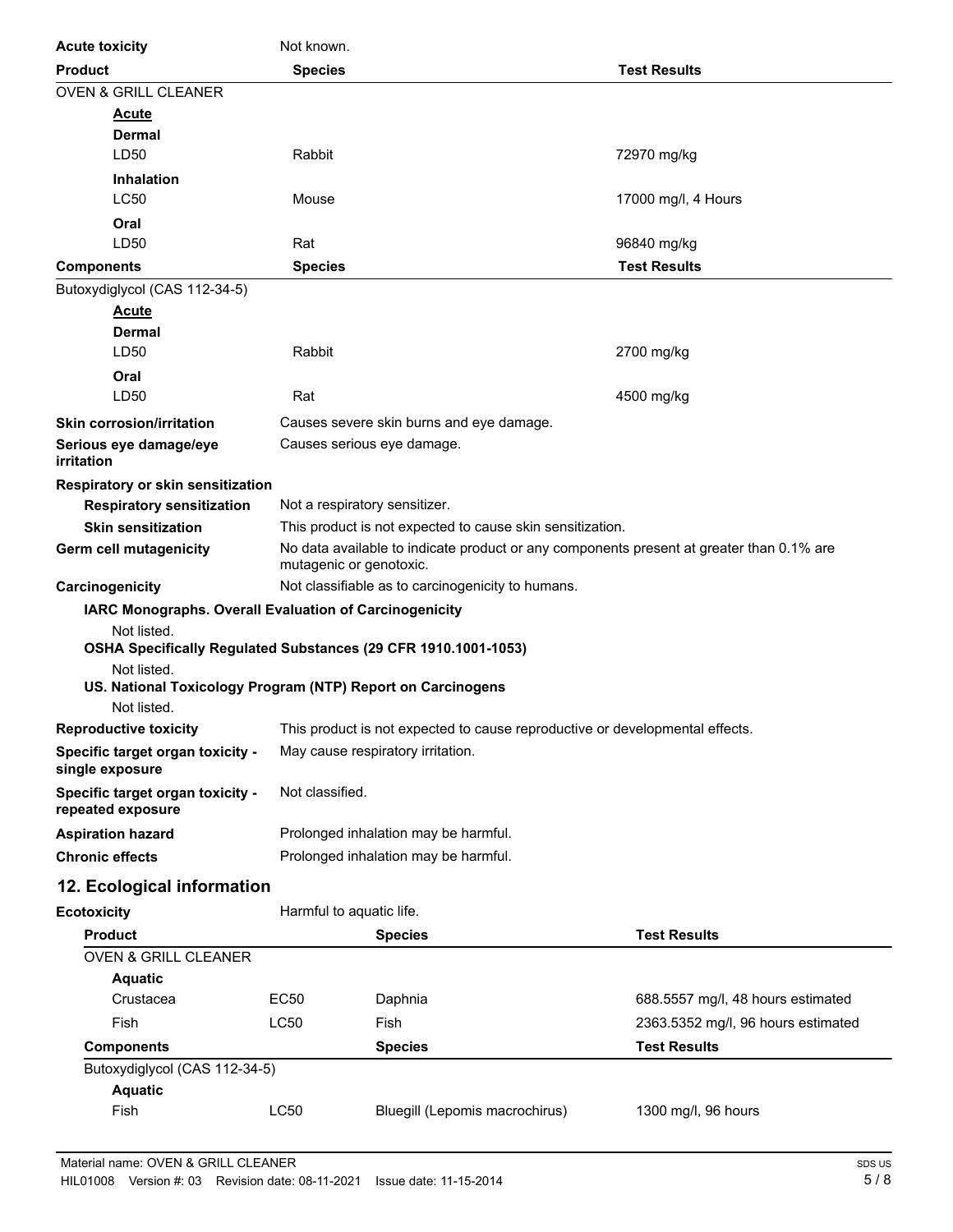**Acute toxicity** Not known.

| Product | Species | Test Results |
| --- | --- | --- |
| OVEN & GRILL CLEANER | | |
| **Acute** | | |
| **Dermal** | | |
| LD50 | Rabbit | 72970 mg/kg |
| **Inhalation** | | |
| LC50 | Mouse | 17000 mg/l, 4 Hours |
| **Oral** | | |
| LD50 | Rat | 96840 mg/kg |

| Components | Species | Test Results |
| --- | --- | --- |
| Butoxydiglycol (CAS 112-34-5) | | |
| **Acute** | | |
| **Dermal** | | |
| LD50 | Rabbit | 2700 mg/kg |
| **Oral** | | |
| LD50 | Rat | 4500 mg/kg |

**Skin corrosion/irritation** Causes severe skin burns and eye damage.

**Serious eye damage/eye irritation** Causes serious eye damage.

**Respiratory or skin sensitization**

**Respiratory sensitization** Not a respiratory sensitizer.

**Skin sensitization** This product is not expected to cause skin sensitization.

**Germ cell mutagenicity** No data available to indicate product or any components present at greater than 0.1% are mutagenic or genotoxic.

**Carcinogenicity** Not classifiable as to carcinogenicity to humans.

**IARC Monographs. Overall Evaluation of Carcinogenicity**

Not listed.

**OSHA Specifically Regulated Substances (29 CFR 1910.1001-1053)**

Not listed.

**US. National Toxicology Program (NTP) Report on Carcinogens**

Not listed.

**Reproductive toxicity** This product is not expected to cause reproductive or developmental effects.

**Specific target organ toxicity - single exposure** May cause respiratory irritation.

**Specific target organ toxicity - repeated exposure** Not classified.

**Aspiration hazard** Prolonged inhalation may be harmful.

**Chronic effects** Prolonged inhalation may be harmful.

## 12. Ecological information

**Ecotoxicity** Harmful to aquatic life.

| Product | | Species | Test Results |
| --- | --- | --- | --- |
| OVEN & GRILL CLEANER | | | |
| **Aquatic** | | | |
| Crustacea | EC50 | Daphnia | 688.5557 mg/l, 48 hours estimated |
| Fish | LC50 | Fish | 2363.5352 mg/l, 96 hours estimated |

| Components | | Species | Test Results |
| --- | --- | --- | --- |
| Butoxydiglycol (CAS 112-34-5) | | | |
| **Aquatic** | | | |
| Fish | LC50 | Bluegill (Lepomis macrochirus) | 1300 mg/l, 96 hours |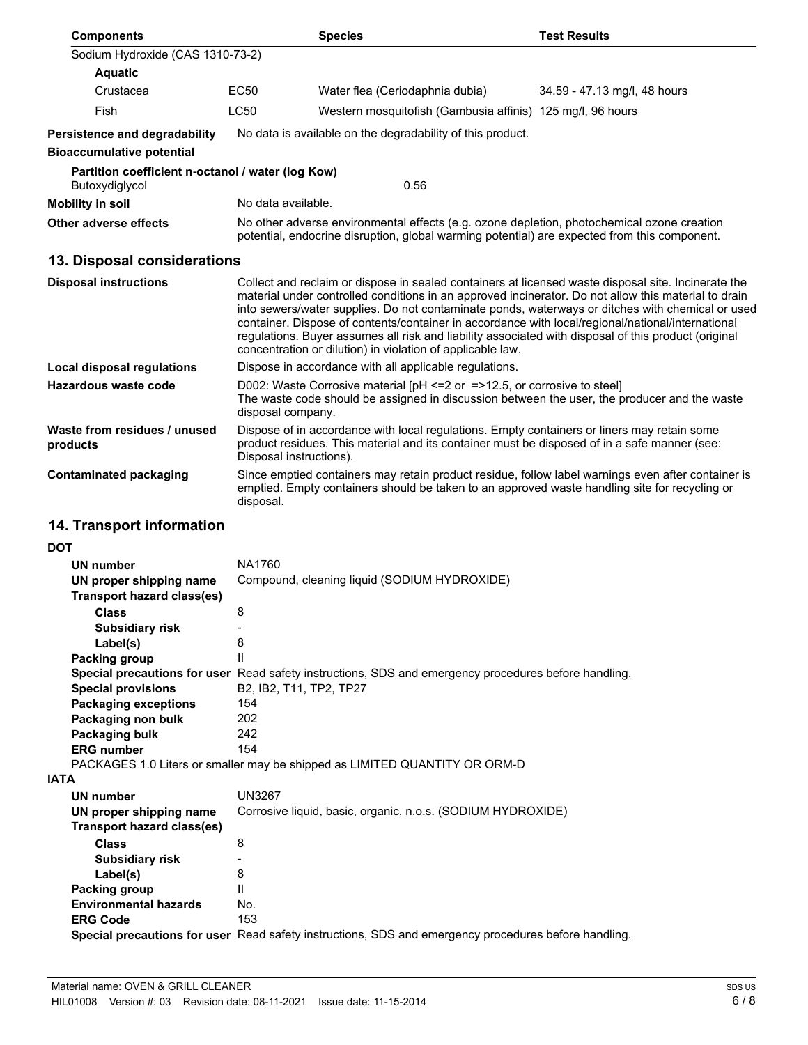| Components | | Species | Test Results |
|---|---|---|---|
| Sodium Hydroxide (CAS 1310-73-2) | | | |
| **Aquatic** | | | |
| Crustacea | EC50 | Water flea (Ceriodaphnia dubia) | 34.59 - 47.13 mg/l, 48 hours |
| Fish | LC50 | Western mosquitofish (Gambusia affinis) | 125 mg/l, 96 hours |

**Persistence and degradability** No data is available on the degradability of this product.

**Bioaccumulative potential**

**Partition coefficient n-octanol / water (log Kow)**

Butoxydiglycol 0.56

**Mobility in soil** No data available.

**Other adverse effects** No other adverse environmental effects (e.g. ozone depletion, photochemical ozone creation potential, endocrine disruption, global warming potential) are expected from this component.

## 13. Disposal considerations

**Disposal instructions** Collect and reclaim or dispose in sealed containers at licensed waste disposal site. Incinerate the material under controlled conditions in an approved incinerator. Do not allow this material to drain into sewers/water supplies. Do not contaminate ponds, waterways or ditches with chemical or used container. Dispose of contents/container in accordance with local/regional/national/international regulations. Buyer assumes all risk and liability associated with disposal of this product (original concentration or dilution) in violation of applicable law.

**Local disposal regulations** Dispose in accordance with all applicable regulations.

**Hazardous waste code** D002: Waste Corrosive material [pH <=2 or =>12.5, or corrosive to steel]
The waste code should be assigned in discussion between the user, the producer and the waste disposal company.

**Waste from residues / unused products** Dispose of in accordance with local regulations. Empty containers or liners may retain some product residues. This material and its container must be disposed of in a safe manner (see: Disposal instructions).

**Contaminated packaging** Since emptied containers may retain product residue, follow label warnings even after container is emptied. Empty containers should be taken to an approved waste handling site for recycling or disposal.

## 14. Transport information

**DOT**

- **UN number** NA1760
- **UN proper shipping name** Compound, cleaning liquid (SODIUM HYDROXIDE)
- **Transport hazard class(es)**
  - **Class** 8
  - **Subsidiary risk** -
  - **Label(s)** 8
- **Packing group** II
- **Special precautions for user** Read safety instructions, SDS and emergency procedures before handling.
- **Special provisions** B2, IB2, T11, TP2, TP27
- **Packaging exceptions** 154
- **Packaging non bulk** 202
- **Packaging bulk** 242
- **ERG number** 154

PACKAGES 1.0 Liters or smaller may be shipped as LIMITED QUANTITY OR ORM-D

**IATA**

- **UN number** UN3267
- **UN proper shipping name** Corrosive liquid, basic, organic, n.o.s. (SODIUM HYDROXIDE)
- **Transport hazard class(es)**
  - **Class** 8
  - **Subsidiary risk** -
  - **Label(s)** 8
- **Packing group** II
- **Environmental hazards** No.
- **ERG Code** 153
- **Special precautions for user** Read safety instructions, SDS and emergency procedures before handling.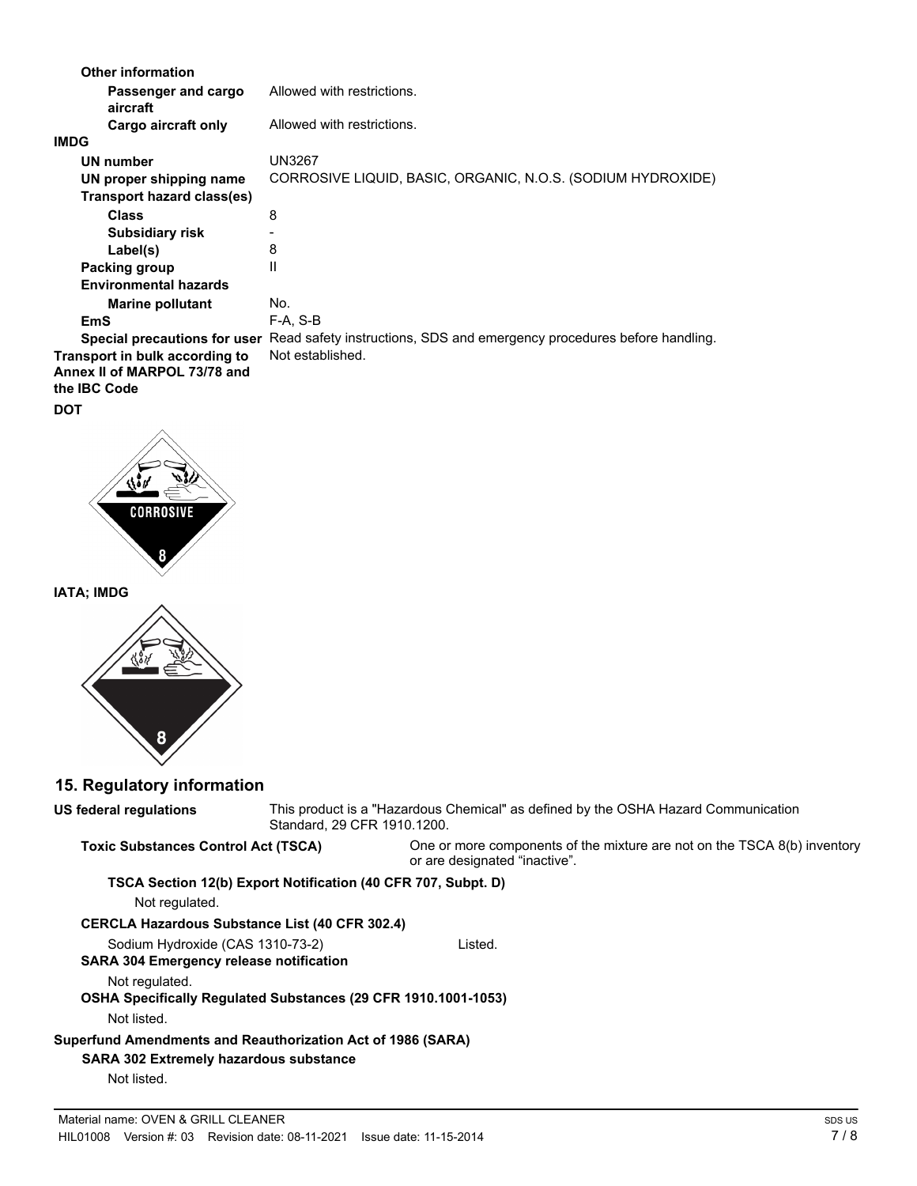**Other information**

| | |
|---|---|
| **Passenger and cargo aircraft** | Allowed with restrictions. |
| **Cargo aircraft only** | Allowed with restrictions. |

**IMDG**

| | |
|---|---|
| **UN number** | UN3267 |
| **UN proper shipping name** | CORROSIVE LIQUID, BASIC, ORGANIC, N.O.S. (SODIUM HYDROXIDE) |
| **Transport hazard class(es)** | |
| **Class** | 8 |
| **Subsidiary risk** | - |
| **Label(s)** | 8 |
| **Packing group** | II |
| **Environmental hazards** | |
| **Marine pollutant** | No. |
| **EmS** | F-A, S-B |
| **Special precautions for user** | Read safety instructions, SDS and emergency procedures before handling. |

**Transport in bulk according to Annex II of MARPOL 73/78 and the IBC Code** Not established.

**DOT**

CORROSIVE

8

**IATA; IMDG**

8

## 15. Regulatory information

**US federal regulations** This product is a "Hazardous Chemical" as defined by the OSHA Hazard Communication Standard, 29 CFR 1910.1200.

**Toxic Substances Control Act (TSCA)** One or more components of the mixture are not on the TSCA 8(b) inventory or are designated "inactive".

**TSCA Section 12(b) Export Notification (40 CFR 707, Subpt. D)**

Not regulated.

**CERCLA Hazardous Substance List (40 CFR 302.4)**

Sodium Hydroxide (CAS 1310-73-2) Listed.

**SARA 304 Emergency release notification**

Not regulated.

**OSHA Specifically Regulated Substances (29 CFR 1910.1001-1053)**

Not listed.

**Superfund Amendments and Reauthorization Act of 1986 (SARA)**

**SARA 302 Extremely hazardous substance**

Not listed.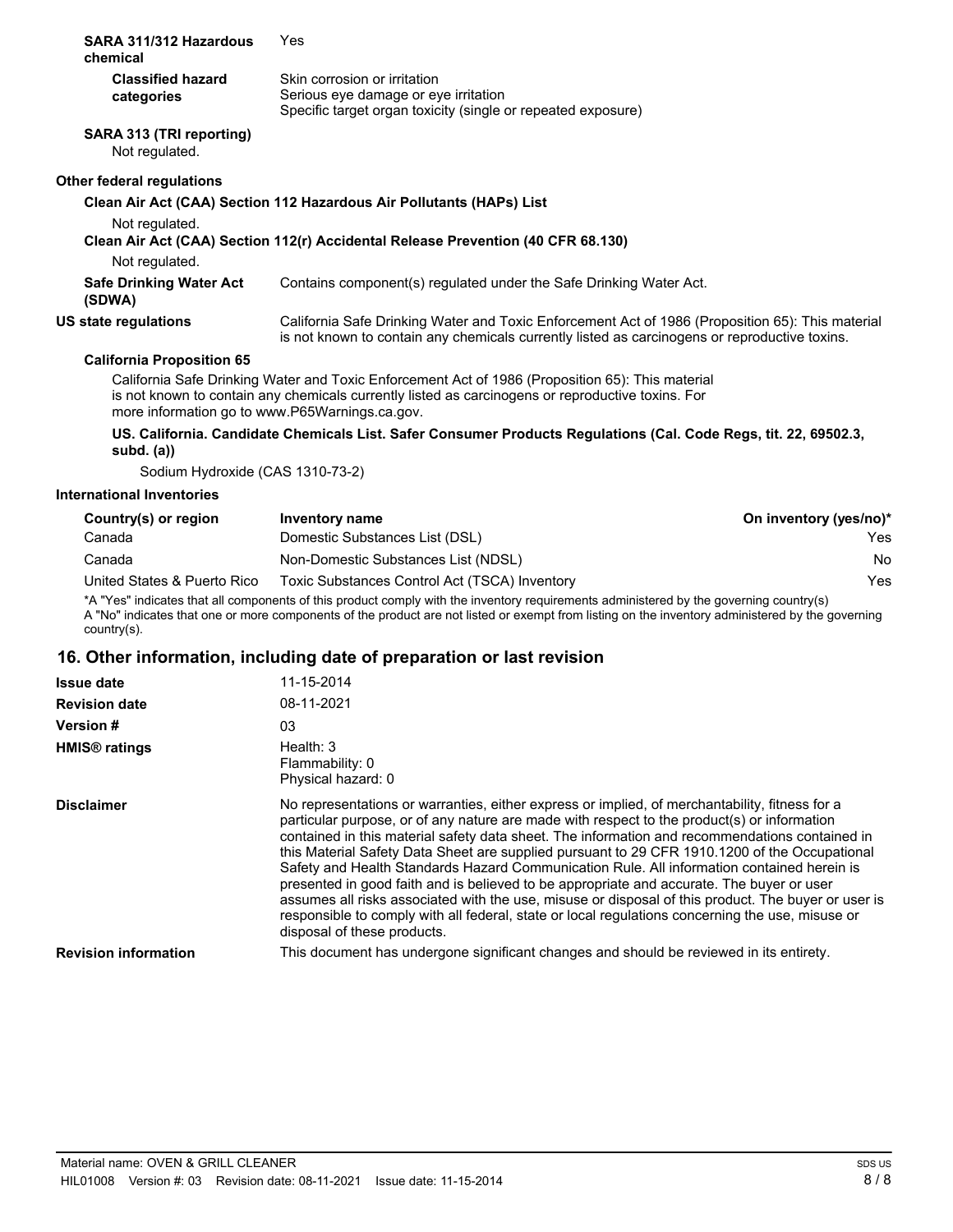**SARA 311/312 Hazardous chemical** Yes

**Classified hazard categories**
Skin corrosion or irritation
Serious eye damage or eye irritation
Specific target organ toxicity (single or repeated exposure)

**SARA 313 (TRI reporting)**
Not regulated.

**Other federal regulations**

**Clean Air Act (CAA) Section 112 Hazardous Air Pollutants (HAPs) List**

Not regulated.

**Clean Air Act (CAA) Section 112(r) Accidental Release Prevention (40 CFR 68.130)**

Not regulated.

**Safe Drinking Water Act (SDWA)** Contains component(s) regulated under the Safe Drinking Water Act.

**US state regulations** California Safe Drinking Water and Toxic Enforcement Act of 1986 (Proposition 65): This material is not known to contain any chemicals currently listed as carcinogens or reproductive toxins.

**California Proposition 65**

California Safe Drinking Water and Toxic Enforcement Act of 1986 (Proposition 65): This material is not known to contain any chemicals currently listed as carcinogens or reproductive toxins. For more information go to www.P65Warnings.ca.gov.

**US. California. Candidate Chemicals List. Safer Consumer Products Regulations (Cal. Code Regs, tit. 22, 69502.3, subd. (a))**

Sodium Hydroxide (CAS 1310-73-2)

**International Inventories**

| Country(s) or region | Inventory name | On inventory (yes/no)* |
|---|---|---|
| Canada | Domestic Substances List (DSL) | Yes |
| Canada | Non-Domestic Substances List (NDSL) | No |
| United States & Puerto Rico | Toxic Substances Control Act (TSCA) Inventory | Yes |

*A "Yes" indicates that all components of this product comply with the inventory requirements administered by the governing country(s)
A "No" indicates that one or more components of the product are not listed or exempt from listing on the inventory administered by the governing country(s).

## 16. Other information, including date of preparation or last revision

**Issue date** 11-15-2014

**Revision date** 08-11-2021

**Version #** 03

**HMIS® ratings**
Health: 3
Flammability: 0
Physical hazard: 0

**Disclaimer** No representations or warranties, either express or implied, of merchantability, fitness for a particular purpose, or of any nature are made with respect to the product(s) or information contained in this material safety data sheet. The information and recommendations contained in this Material Safety Data Sheet are supplied pursuant to 29 CFR 1910.1200 of the Occupational Safety and Health Standards Hazard Communication Rule. All information contained herein is presented in good faith and is believed to be appropriate and accurate. The buyer or user assumes all risks associated with the use, misuse or disposal of this product. The buyer or user is responsible to comply with all federal, state or local regulations concerning the use, misuse or disposal of these products.

**Revision information** This document has undergone significant changes and should be reviewed in its entirety.